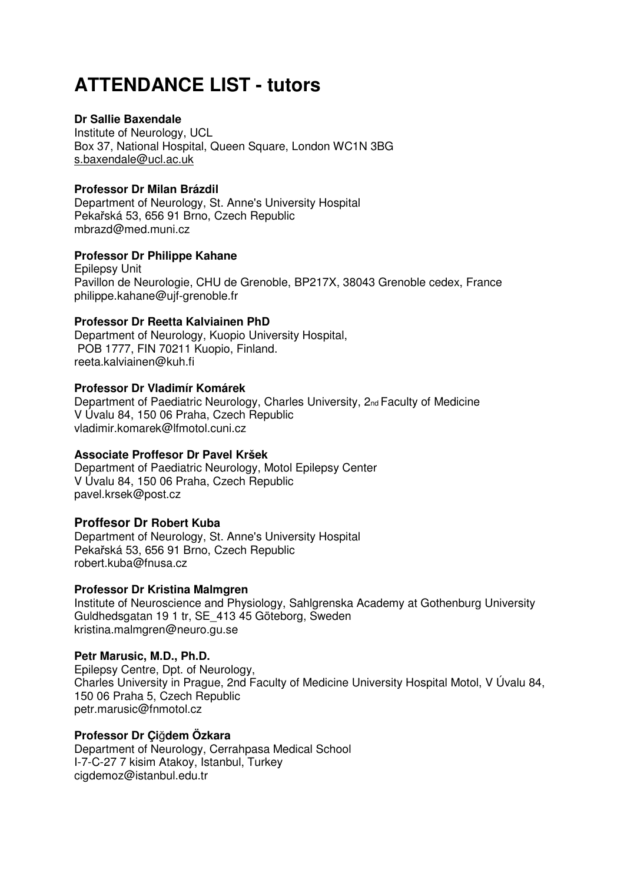# ATTENDANCE LIST - tutors

**Dr Sallie Baxendale**
Institute of Neurology, UCL
Box 37, National Hospital, Queen Square, London WC1N 3BG
s.baxendale@ucl.ac.uk

**Professor Dr Milan Brázdil**
Department of Neurology, St. Anne's University Hospital
Pekařská 53, 656 91 Brno, Czech Republic
mbrazd@med.muni.cz

**Professor Dr Philippe Kahane**
Epilepsy Unit
Pavillon de Neurologie, CHU de Grenoble, BP217X, 38043 Grenoble cedex, France
philippe.kahane@ujf-grenoble.fr

**Professor Dr Reetta Kalviainen PhD**
Department of Neurology, Kuopio University Hospital,
POB 1777, FIN 70211 Kuopio, Finland.
reeta.kalviainen@kuh.fi

**Professor Dr Vladimír Komárek**
Department of Paediatric Neurology, Charles University, 2nd Faculty of Medicine
V Úvalu 84, 150 06 Praha, Czech Republic
vladimir.komarek@lfmotol.cuni.cz

**Associate Proffesor Dr Pavel Kršek**
Department of Paediatric Neurology, Motol Epilepsy Center
V Úvalu 84, 150 06 Praha, Czech Republic
pavel.krsek@post.cz

**Proffesor Dr Robert Kuba**
Department of Neurology, St. Anne's University Hospital
Pekařská 53, 656 91 Brno, Czech Republic
robert.kuba@fnusa.cz

**Professor Dr Kristina Malmgren**
Institute of Neuroscience and Physiology, Sahlgrenska Academy at Gothenburg University
Guldhedsgatan 19 1 tr, SE_413 45 Göteborg, Sweden
kristina.malmgren@neuro.gu.se

**Petr Marusic, M.D., Ph.D.**
Epilepsy Centre, Dpt. of Neurology,
Charles University in Prague, 2nd Faculty of Medicine University Hospital Motol, V Úvalu 84, 150 06 Praha 5, Czech Republic
petr.marusic@fnmotol.cz

**Professor Dr Çiğdem Özkara**
Department of Neurology, Cerrahpasa Medical School
I-7-C-27 7 kisim Atakoy, Istanbul, Turkey
cigdemoz@istanbul.edu.tr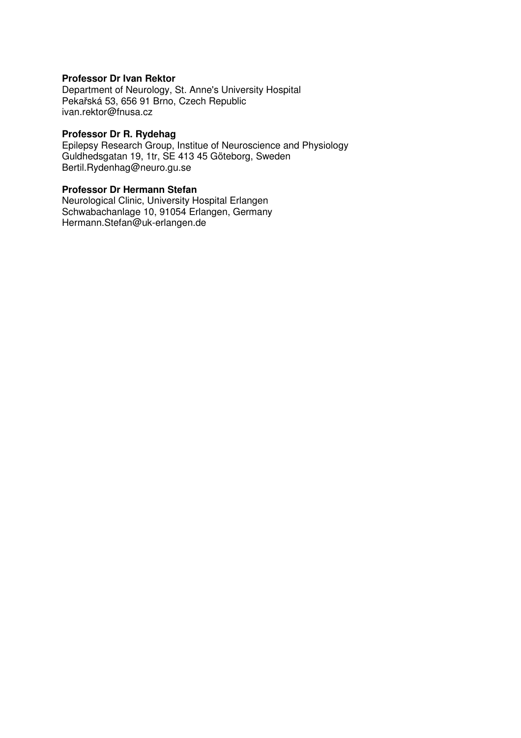**Professor Dr Ivan Rektor**
Department of Neurology, St. Anne's University Hospital
Pekařská 53, 656 91 Brno, Czech Republic
ivan.rektor@fnusa.cz

**Professor Dr R. Rydehag**
Epilepsy Research Group, Institue of Neuroscience and Physiology
Guldhedsgatan 19, 1tr, SE 413 45 Göteborg, Sweden
Bertil.Rydenhag@neuro.gu.se

**Professor Dr Hermann Stefan**
Neurological Clinic, University Hospital Erlangen
Schwabachanlage 10, 91054 Erlangen, Germany
Hermann.Stefan@uk-erlangen.de